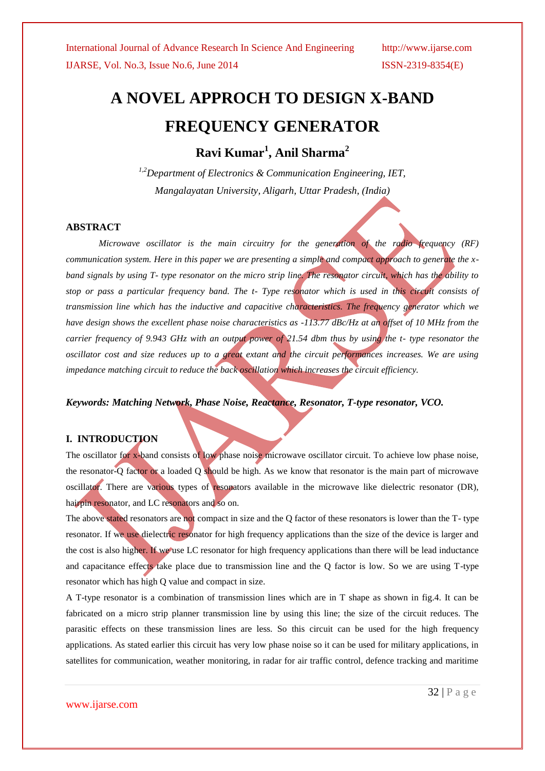# A NOVEL APPROCH TO DESIGN X-BAND FREQUENCY GENERATOR

## Ravi Kumar[1], Anil Sharma[2]

*[1,2]Department of Electronics & Communication Engineering, IET, Mangalayatan University, Aligarh, Uttar Pradesh, (India)*

### ABSTRACT

*Microwave oscillator is the main circuitry for the generation of the radio frequency (RF) communication system. Here in this paper we are presenting a simple and compact approach to generate the x-band signals by using T- type resonator on the micro strip line. The resonator circuit, which has the ability to stop or pass a particular frequency band. The t- Type resonator which is used in this circuit consists of transmission line which has the inductive and capacitive characteristics. The frequency generator which we have design shows the excellent phase noise characteristics as -113.77 dBc/Hz at an offset of 10 MHz from the carrier frequency of 9.943 GHz with an output power of 21.54 dbm thus by using the t- type resonator the oscillator cost and size reduces up to a great extant and the circuit performances increases. We are using impedance matching circuit to reduce the back oscillation which increases the circuit efficiency.*

***Keywords: Matching Network, Phase Noise, Reactance, Resonator, T-type resonator, VCO.***

### I. INTRODUCTION

The oscillator for x-band consists of low phase noise microwave oscillator circuit. To achieve low phase noise, the resonator-Q factor or a loaded Q should be high. As we know that resonator is the main part of microwave oscillator. There are various types of resonators available in the microwave like dielectric resonator (DR), hairpin resonator, and LC resonators and so on.

The above stated resonators are not compact in size and the Q factor of these resonators is lower than the T- type resonator. If we use dielectric resonator for high frequency applications than the size of the device is larger and the cost is also higher. If we use LC resonator for high frequency applications than there will be lead inductance and capacitance effects take place due to transmission line and the Q factor is low. So we are using T-type resonator which has high Q value and compact in size.

A T-type resonator is a combination of transmission lines which are in T shape as shown in fig.4. It can be fabricated on a micro strip planner transmission line by using this line; the size of the circuit reduces. The parasitic effects on these transmission lines are less. So this circuit can be used for the high frequency applications. As stated earlier this circuit has very low phase noise so it can be used for military applications, in satellites for communication, weather monitoring, in radar for air traffic control, defence tracking and maritime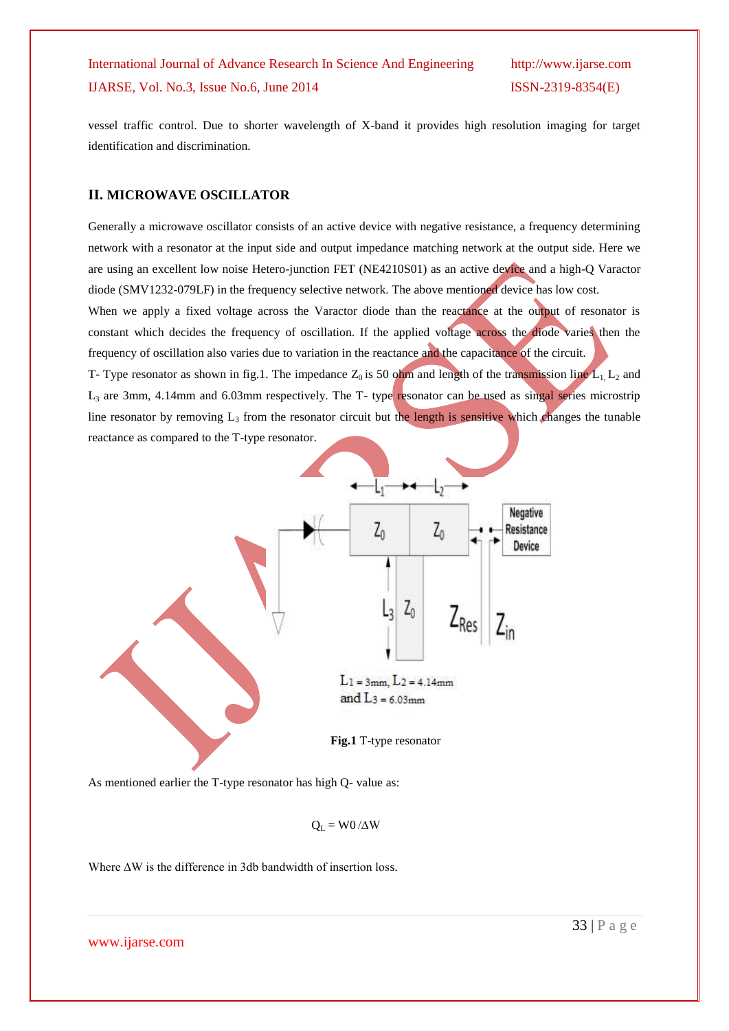vessel traffic control. Due to shorter wavelength of X-band it provides high resolution imaging for target identification and discrimination.

## II. MICROWAVE OSCILLATOR

Generally a microwave oscillator consists of an active device with negative resistance, a frequency determining network with a resonator at the input side and output impedance matching network at the output side. Here we are using an excellent low noise Hetero-junction FET (NE4210S01) as an active device and a high-Q Varactor diode (SMV1232-079LF) in the frequency selective network. The above mentioned device has low cost.

When we apply a fixed voltage across the Varactor diode than the reactance at the output of resonator is constant which decides the frequency of oscillation. If the applied voltage across the diode varies then the frequency of oscillation also varies due to variation in the reactance and the capacitance of the circuit.

T- Type resonator as shown in fig.1. The impedance $Z_0$ is 50 ohm and length of the transmission line $L_1$, $L_2$ and $L_3$ are 3mm, 4.14mm and 6.03mm respectively. The T- type resonator can be used as singal series microstrip line resonator by removing $L_3$ from the resonator circuit but the length is sensitive which changes the tunable reactance as compared to the T-type resonator.

$L_1$ $L_2$ $Z_0$ $Z_0$ Negative Resistance Device $L_3$ $Z_0$ $Z_{Res}$ $Z_{in}$

$L_1$ = 3mm, $L_2$ = 4.14mm and $L_3$ = 6.03mm

**Fig.1** T-type resonator

As mentioned earlier the T-type resonator has high Q- value as:

$$Q_L = W0/\Delta W$$

Where ΔW is the difference in 3db bandwidth of insertion loss.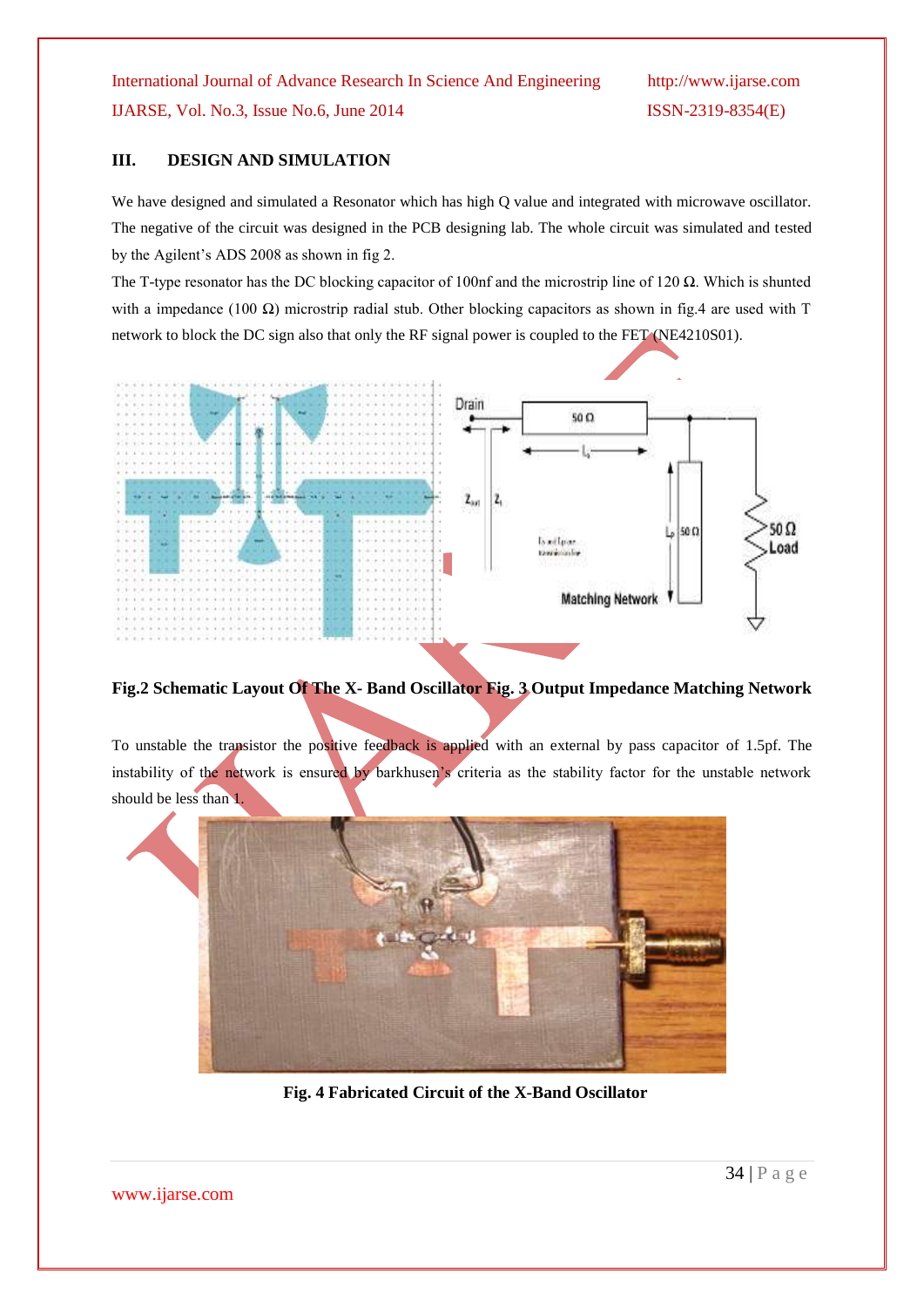## III. DESIGN AND SIMULATION

We have designed and simulated a Resonator which has high Q value and integrated with microwave oscillator. The negative of the circuit was designed in the PCB designing lab. The whole circuit was simulated and tested by the Agilent's ADS 2008 as shown in fig 2.

The T-type resonator has the DC blocking capacitor of 100nf and the microstrip line of 120 Ω. Which is shunted with a impedance (100 Ω) microstrip radial stub. Other blocking capacitors as shown in fig.4 are used with T network to block the DC sign also that only the RF signal power is coupled to the FET (NE4210S01).

Drain

50 Ω

$L_s$

$Z_{out}$

$Z_L$

Lossless transmission line

$L_p$

50 Ω

50 Ω Load

Matching Network

**Fig.2 Schematic Layout Of The X- Band Oscillator Fig. 3 Output Impedance Matching Network**

To unstable the transistor the positive feedback is applied with an external by pass capacitor of 1.5pf. The instability of the network is ensured by barkhusen's criteria as the stability factor for the unstable network should be less than 1.

**Fig. 4 Fabricated Circuit of the X-Band Oscillator**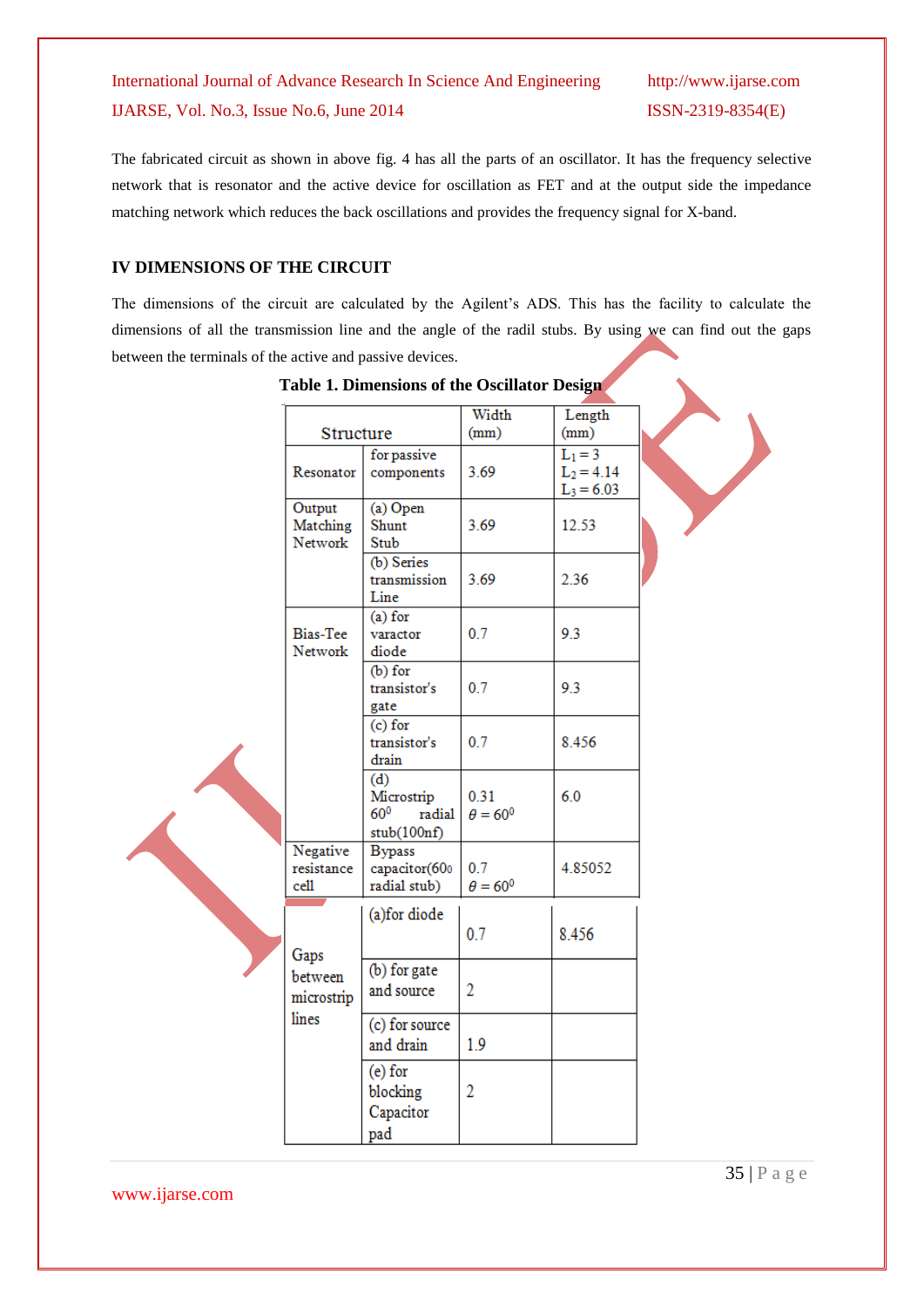The fabricated circuit as shown in above fig. 4 has all the parts of an oscillator. It has the frequency selective network that is resonator and the active device for oscillation as FET and at the output side the impedance matching network which reduces the back oscillations and provides the frequency signal for X-band.

## IV DIMENSIONS OF THE CIRCUIT

The dimensions of the circuit are calculated by the Agilent's ADS. This has the facility to calculate the dimensions of all the transmission line and the angle of the radil stubs. By using we can find out the gaps between the terminals of the active and passive devices.

**Table 1. Dimensions of the Oscillator Design**

| Structure | | Width (mm) | Length (mm) |
|---|---|---|---|
| Resonator | for passive components | 3.69 | $L_1 = 3$<br>$L_2 = 4.14$<br>$L_3 = 6.03$ |
| Output Matching Network | (a) Open Shunt Stub | 3.69 | 12.53 |
| | (b) Series transmission Line | 3.69 | 2.36 |
| Bias-Tee Network | (a) for varactor diode | 0.7 | 9.3 |
| | (b) for transistor's gate | 0.7 | 9.3 |
| | (c) for transistor's drain | 0.7 | 8.456 |
| | (d) Microstrip $60^0$ radial stub(100nf) | 0.31<br>$\theta = 60^0$ | 6.0 |
| Negative resistance cell | Bypass capacitor($60_0$ radial stub) | 0.7<br>$\theta = 60^0$ | 4.85052 |
| Gaps between microstrip lines | (a)for diode | 0.7 | 8.456 |
| | (b) for gate and source | 2 | |
| | (c) for source and drain | 1.9 | |
| | (e) for blocking Capacitor pad | 2 | |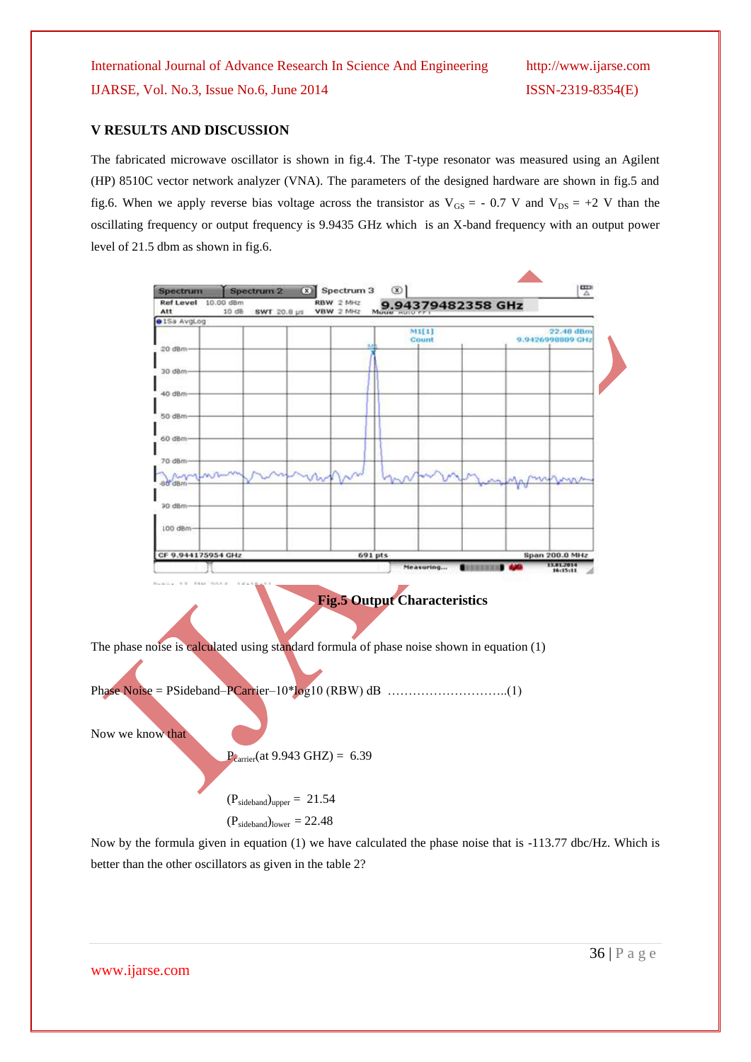## V RESULTS AND DISCUSSION

The fabricated microwave oscillator is shown in fig.4. The T-type resonator was measured using an Agilent (HP) 8510C vector network analyzer (VNA). The parameters of the designed hardware are shown in fig.5 and fig.6. When we apply reverse bias voltage across the transistor as $V_{GS}$ = - 0.7 V and $V_{DS}$ = +2 V than the oscillating frequency or output frequency is 9.9435 GHz which is an X-band frequency with an output power level of 21.5 dbm as shown in fig.6.

Spectrum
Spectrum 2
Spectrum 3
Ref Level 10.00 dBm
Att 10 dB
SWT 20.8 µs
RBW 2 MHz
VBW 2 MHz
Mode Auto FFT
9.94379482358 GHz
1Sa AvgLog
M1[1]
Count
22.48 dBm
9.9426998809 GHz
20 dBm
30 dBm
40 dBm
50 dBm
60 dBm
70 dBm
80 dBm
90 dBm
100 dBm
CF 9.944175954 GHz
691 pts
Span 200.0 MHz
Measuring...

**Fig.5 Output Characteristics**

The phase noise is calculated using standard formula of phase noise shown in equation (1)

Phase Noise = PSideband–PCarrier–10*log10 (RBW) dB ………………………..(1)

Now we know that

$P_{carrier}$(at 9.943 GHZ) = 6.39

$(P_{sideband})_{upper}$ = 21.54

$(P_{sideband})_{lower}$ = 22.48

Now by the formula given in equation (1) we have calculated the phase noise that is -113.77 dbc/Hz. Which is better than the other oscillators as given in the table 2?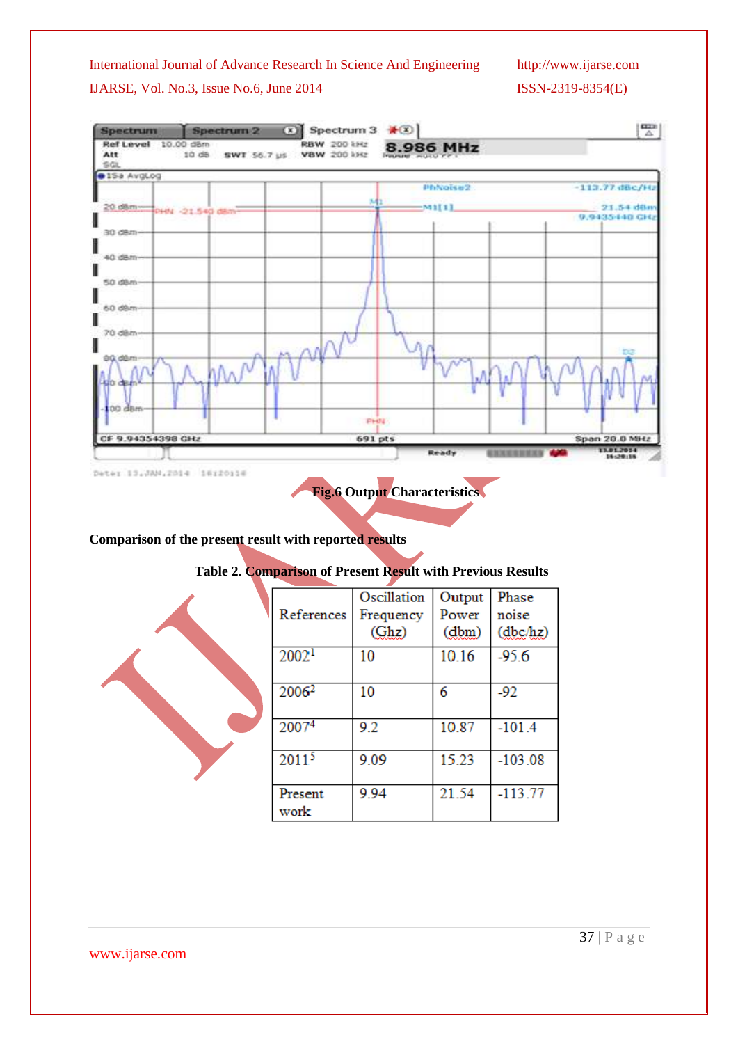Fig.6 Output Characteristics

**Comparison of the present result with reported results**

**Table 2. Comparison of Present Result with Previous Results**

| References | Oscillation Frequency (Ghz) | Output Power (dbm) | Phase noise (dbc/hz) |
|---|---|---|---|
| 2002[1] | 10 | 10.16 | -95.6 |
| 2006[2] | 10 | 6 | -92 |
| 2007[4] | 9.2 | 10.87 | -101.4 |
| 2011[5] | 9.09 | 15.23 | -103.08 |
| Present work | 9.94 | 21.54 | -113.77 |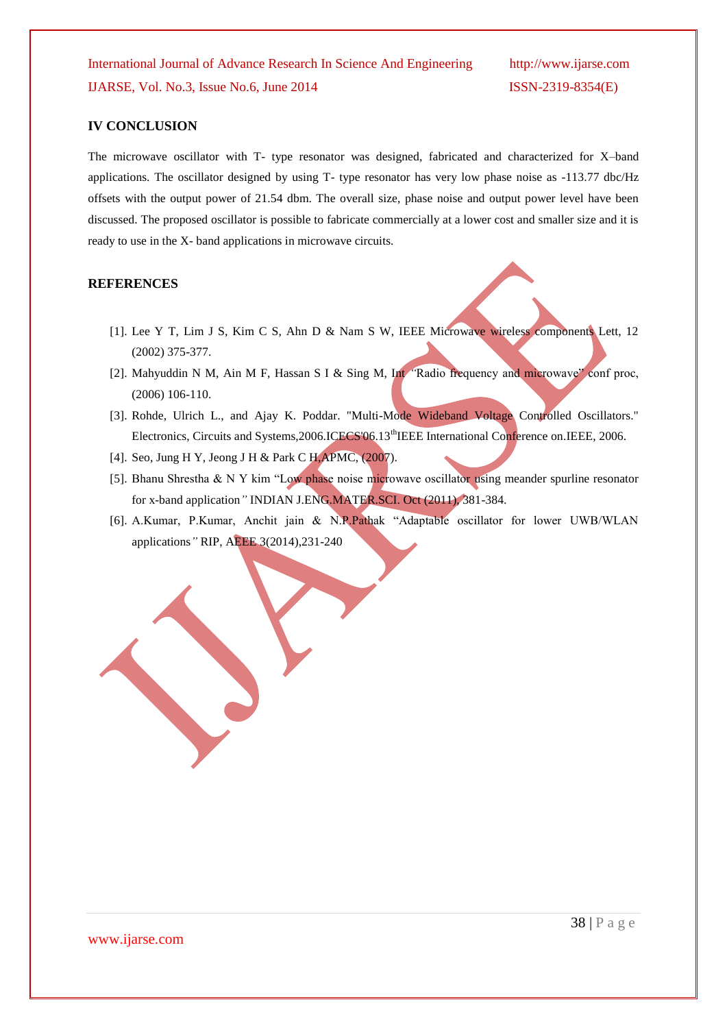## IV CONCLUSION

The microwave oscillator with T- type resonator was designed, fabricated and characterized for X–band applications. The oscillator designed by using T- type resonator has very low phase noise as -113.77 dbc/Hz offsets with the output power of 21.54 dbm. The overall size, phase noise and output power level have been discussed. The proposed oscillator is possible to fabricate commercially at a lower cost and smaller size and it is ready to use in the X- band applications in microwave circuits.

## REFERENCES

[1]. Lee Y T, Lim J S, Kim C S, Ahn D & Nam S W, IEEE Microwave wireless components Lett, 12 (2002) 375-377.

[2]. Mahyuddin N M, Ain M F, Hassan S I & Sing M, Int "Radio frequency and microwave" conf proc, (2006) 106-110.

[3]. Rohde, Ulrich L., and Ajay K. Poddar. "Multi-Mode Wideband Voltage Controlled Oscillators." Electronics, Circuits and Systems,2006.ICECS'06.13th IEEE International Conference on.IEEE, 2006.

[4]. Seo, Jung H Y, Jeong J H & Park C H,APMC, (2007).

[5]. Bhanu Shrestha & N Y kim "Low phase noise microwave oscillator using meander spurline resonator for x-band application" INDIAN J.ENG.MATER.SCI. Oct (2011), 381-384.

[6]. A.Kumar, P.Kumar, Anchit jain & N.P.Pathak "Adaptable oscillator for lower UWB/WLAN applications" RIP, AEEE 3(2014),231-240